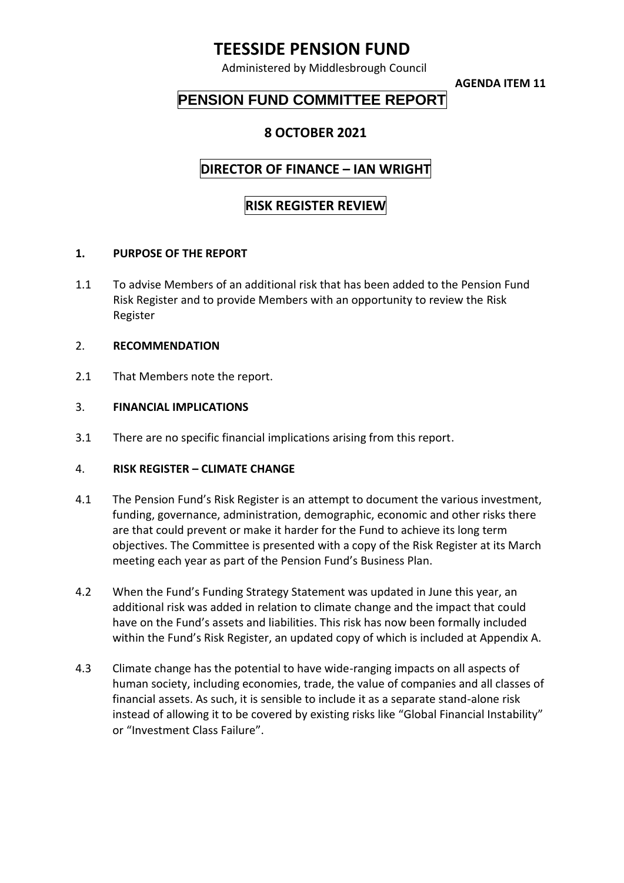# TEESSIDE PENSION FUND

Administered by Middlesbrough Council

**AGENDA ITEM 11**

## PENSION FUND COMMITTEE REPORT

### 8 OCTOBER 2021

### DIRECTOR OF FINANCE – IAN WRIGHT

### RISK REGISTER REVIEW

**1. PURPOSE OF THE REPORT**

1.1 To advise Members of an additional risk that has been added to the Pension Fund Risk Register and to provide Members with an opportunity to review the Risk Register

**2. RECOMMENDATION**

2.1 That Members note the report.

**3. FINANCIAL IMPLICATIONS**

3.1 There are no specific financial implications arising from this report.

**4. RISK REGISTER – CLIMATE CHANGE**

4.1 The Pension Fund's Risk Register is an attempt to document the various investment, funding, governance, administration, demographic, economic and other risks there are that could prevent or make it harder for the Fund to achieve its long term objectives. The Committee is presented with a copy of the Risk Register at its March meeting each year as part of the Pension Fund's Business Plan.

4.2 When the Fund's Funding Strategy Statement was updated in June this year, an additional risk was added in relation to climate change and the impact that could have on the Fund's assets and liabilities. This risk has now been formally included within the Fund's Risk Register, an updated copy of which is included at Appendix A.

4.3 Climate change has the potential to have wide-ranging impacts on all aspects of human society, including economies, trade, the value of companies and all classes of financial assets. As such, it is sensible to include it as a separate stand-alone risk instead of allowing it to be covered by existing risks like "Global Financial Instability" or "Investment Class Failure".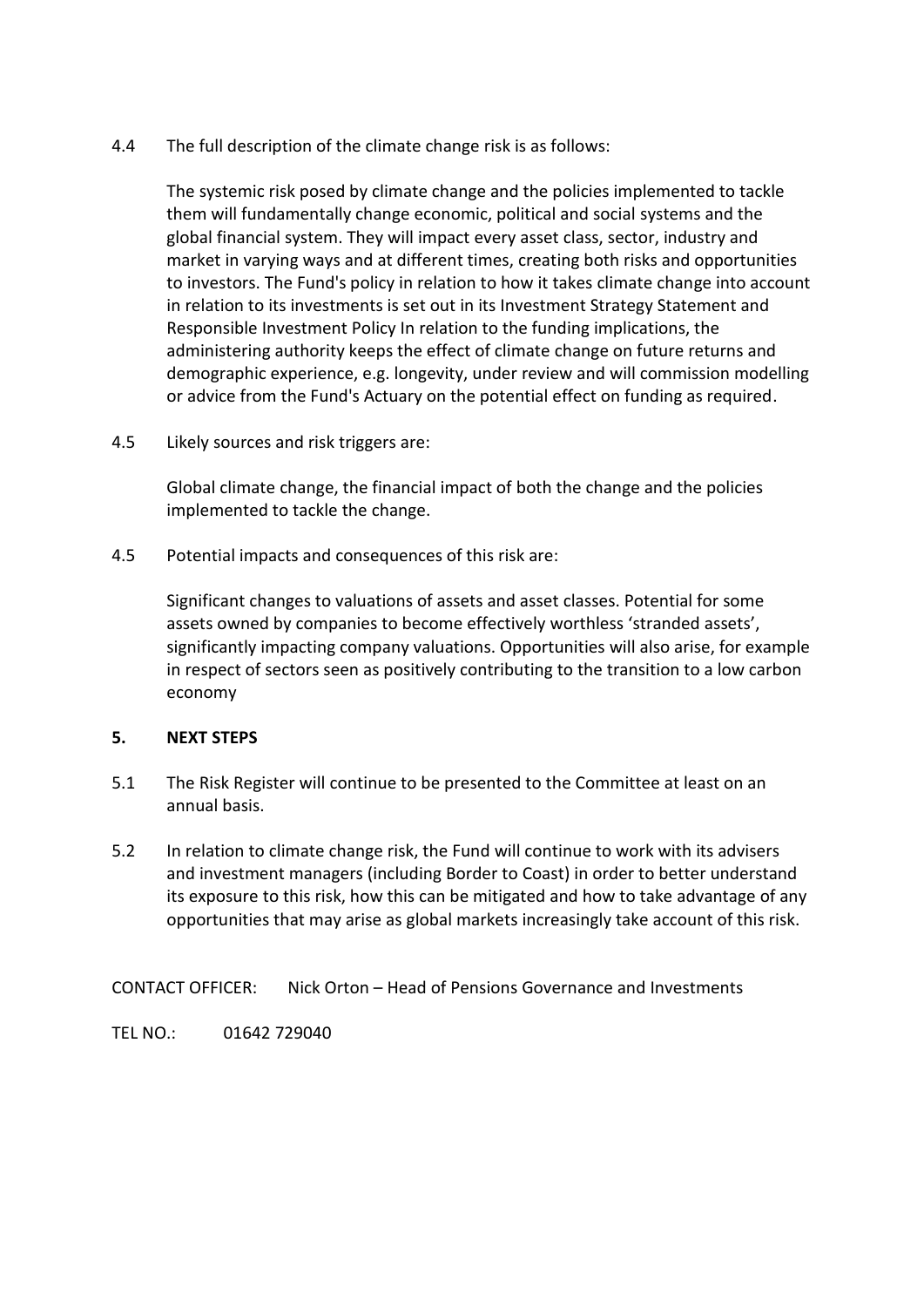4.4 The full description of the climate change risk is as follows:

The systemic risk posed by climate change and the policies implemented to tackle them will fundamentally change economic, political and social systems and the global financial system. They will impact every asset class, sector, industry and market in varying ways and at different times, creating both risks and opportunities to investors. The Fund's policy in relation to how it takes climate change into account in relation to its investments is set out in its Investment Strategy Statement and Responsible Investment Policy In relation to the funding implications, the administering authority keeps the effect of climate change on future returns and demographic experience, e.g. longevity, under review and will commission modelling or advice from the Fund's Actuary on the potential effect on funding as required.

4.5 Likely sources and risk triggers are:

Global climate change, the financial impact of both the change and the policies implemented to tackle the change.

4.5 Potential impacts and consequences of this risk are:

Significant changes to valuations of assets and asset classes. Potential for some assets owned by companies to become effectively worthless 'stranded assets', significantly impacting company valuations. Opportunities will also arise, for example in respect of sectors seen as positively contributing to the transition to a low carbon economy

## 5. NEXT STEPS

5.1 The Risk Register will continue to be presented to the Committee at least on an annual basis.

5.2 In relation to climate change risk, the Fund will continue to work with its advisers and investment managers (including Border to Coast) in order to better understand its exposure to this risk, how this can be mitigated and how to take advantage of any opportunities that may arise as global markets increasingly take account of this risk.

CONTACT OFFICER: Nick Orton – Head of Pensions Governance and Investments

TEL NO.: 01642 729040